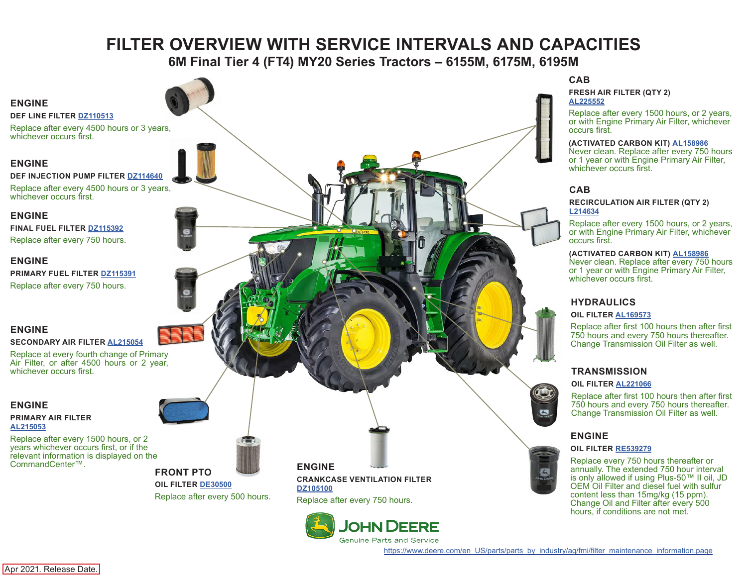# FILTER OVERVIEW WITH SERVICE INTERVALS AND CAPACITIES

## 6M Final Tier 4 (FT4) MY20 Series Tractors – 6155M, 6175M, 6195M

### ENGINE

**DEF LINE FILTER** DZ110513

Replace after every 4500 hours or 3 years, whichever occurs first.

### ENGINE

**DEF INJECTION PUMP FILTER** DZ114640

Replace after every 4500 hours or 3 years, whichever occurs first.

### ENGINE

**FINAL FUEL FILTER** DZ115392

Replace after every 750 hours.

### ENGINE

**PRIMARY FUEL FILTER** DZ115391

Replace after every 750 hours.

### ENGINE

**SECONDARY AIR FILTER** AL215054

Replace at every fourth change of Primary Air Filter, or after 4500 hours or 2 year, whichever occurs first.

### ENGINE

**PRIMARY AIR FILTER** AL215053

Replace after every 1500 hours, or 2 years whichever occurs first, or if the relevant information is displayed on the CommandCenter™.

### FRONT PTO

**OIL FILTER** DE30500

Replace after every 500 hours.

### ENGINE

**CRANKCASE VENTILATION FILTER** DZ105100

Replace after every 750 hours.

### CAB

**FRESH AIR FILTER (QTY 2)** AL225552

Replace after every 1500 hours, or 2 years, or with Engine Primary Air Filter, whichever occurs first.

**(ACTIVATED CARBON KIT)** AL158986
Never clean. Replace after every 750 hours or 1 year or with Engine Primary Air Filter, whichever occurs first.

### CAB

**RECIRCULATION AIR FILTER (QTY 2)** L214634

Replace after every 1500 hours, or 2 years, or with Engine Primary Air Filter, whichever occurs first.

**(ACTIVATED CARBON KIT)** AL158986
Never clean. Replace after every 750 hours or 1 year or with Engine Primary Air Filter, whichever occurs first.

### HYDRAULICS

**OIL FILTER** AL169573

Replace after first 100 hours then after first 750 hours and every 750 hours thereafter. Change Transmission Oil Filter as well.

### TRANSMISSION

**OIL FILTER** AL221066

Replace after first 100 hours then after first 750 hours and every 750 hours thereafter. Change Transmission Oil Filter as well.

### ENGINE

**OIL FILTER** RE539279

Replace every 750 hours thereafter or annually. The extended 750 hour interval is only allowed if using Plus-50™ II oil, JD OEM Oil Filter and diesel fuel with sulfur content less than 15mg/kg (15 ppm). Change Oil and Filter after every 500 hours, if conditions are not met.

JOHN DEERE
Genuine Parts and Service

https://www.deere.com/en_US/parts/parts_by_industry/ag/fmi/filter_maintenance_information.page

Apr 2021. Release Date.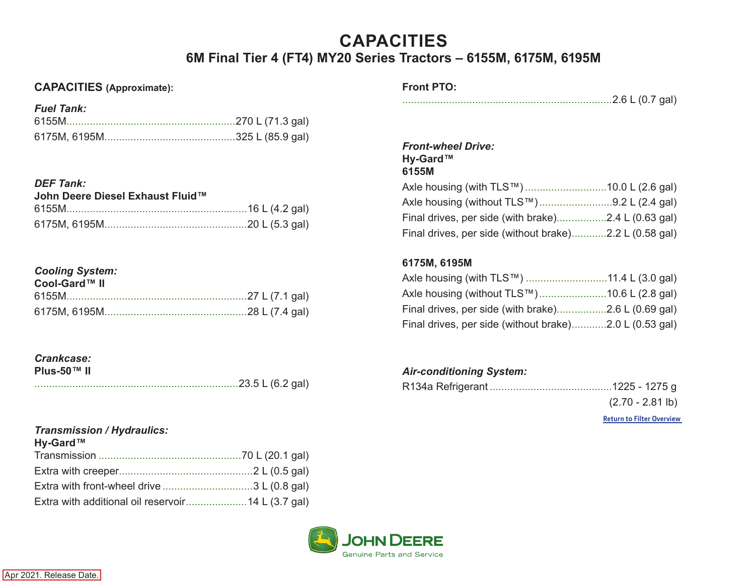# CAPACITIES

## 6M Final Tier 4 (FT4) MY20 Series Tractors – 6155M, 6175M, 6195M

### CAPACITIES (Approximate):

***Fuel Tank:***

6155M..........270 L (71.3 gal)

6175M, 6195M..........325 L (85.9 gal)

***DEF Tank:***

**John Deere Diesel Exhaust Fluid™**

6155M..........16 L (4.2 gal)

6175M, 6195M..........20 L (5.3 gal)

***Cooling System:***

**Cool-Gard™ II**

6155M..........27 L (7.1 gal)

6175M, 6195M..........28 L (7.4 gal)

***Crankcase:***

**Plus-50™ II**

..........23.5 L (6.2 gal)

***Transmission / Hydraulics:***

**Hy-Gard™**

Transmission..........70 L (20.1 gal)

Extra with creeper..........2 L (0.5 gal)

Extra with front-wheel drive..........3 L (0.8 gal)

Extra with additional oil reservoir..........14 L (3.7 gal)

**Front PTO:**

..........2.6 L (0.7 gal)

***Front-wheel Drive:***

**Hy-Gard™**

**6155M**

Axle housing (with TLS™)..........10.0 L (2.6 gal)

Axle housing (without TLS™)..........9.2 L (2.4 gal)

Final drives, per side (with brake)..........2.4 L (0.63 gal)

Final drives, per side (without brake)..........2.2 L (0.58 gal)

**6175M, 6195M**

Axle housing (with TLS™)..........11.4 L (3.0 gal)

Axle housing (without TLS™)..........10.6 L (2.8 gal)

Final drives, per side (with brake)..........2.6 L (0.69 gal)

Final drives, per side (without brake)..........2.0 L (0.53 gal)

***Air-conditioning System:***

R134a Refrigerant..........1225 - 1275 g (2.70 - 2.81 lb)

Return to Filter Overview

JOHN DEERE
Genuine Parts and Service

Apr 2021. Release Date.